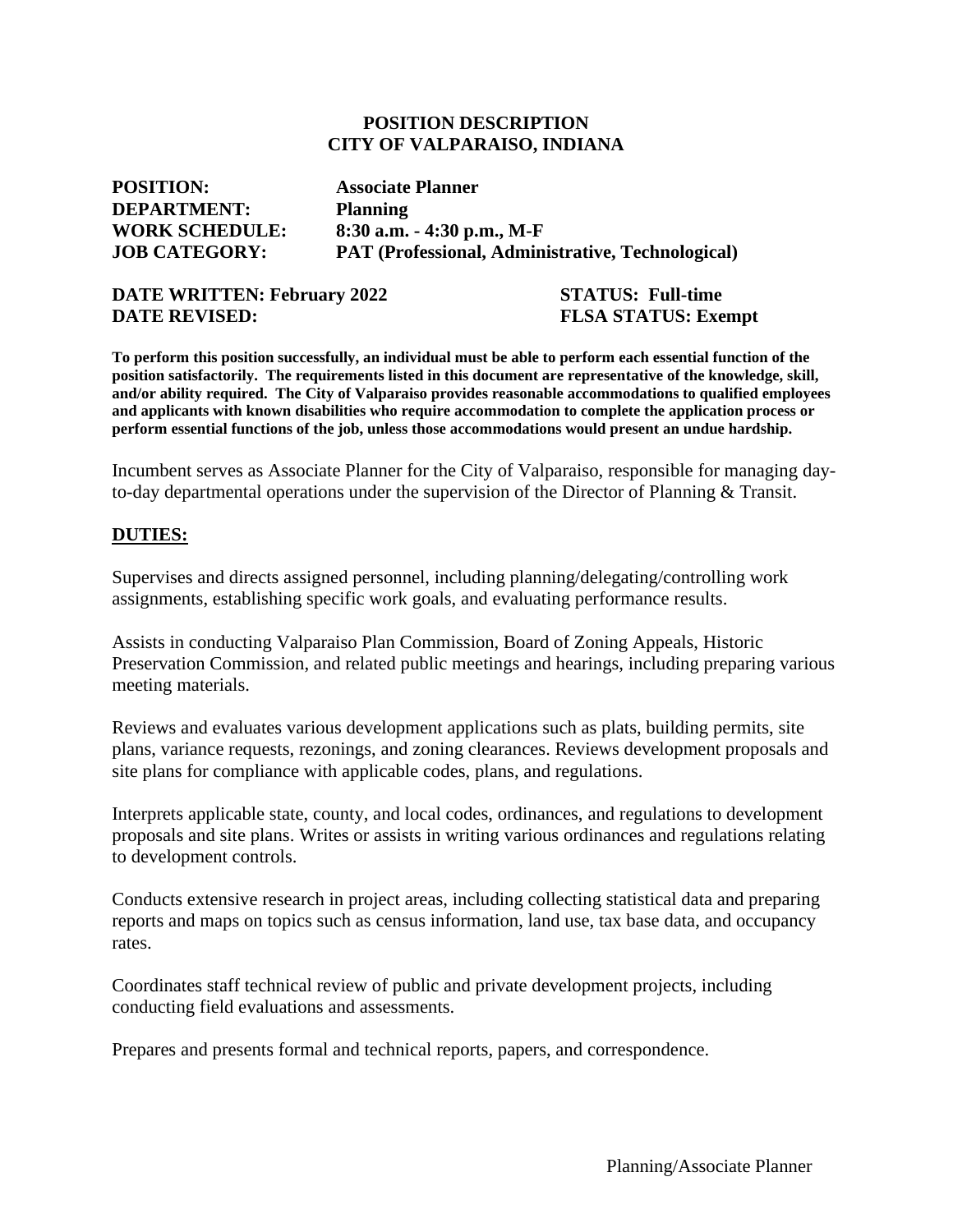# POSITION DESCRIPTION
# CITY OF VALPARAISO, INDIANA

**POSITION:** **Associate Planner**
**DEPARTMENT:** **Planning**
**WORK SCHEDULE:** **8:30 a.m. - 4:30 p.m., M-F**
**JOB CATEGORY:** **PAT (Professional, Administrative, Technological)**

**DATE WRITTEN: February 2022** **STATUS: Full-time**
**DATE REVISED:** **FLSA STATUS: Exempt**

**To perform this position successfully, an individual must be able to perform each essential function of the position satisfactorily. The requirements listed in this document are representative of the knowledge, skill, and/or ability required. The City of Valparaiso provides reasonable accommodations to qualified employees and applicants with known disabilities who require accommodation to complete the application process or perform essential functions of the job, unless those accommodations would present an undue hardship.**

Incumbent serves as Associate Planner for the City of Valparaiso, responsible for managing day-to-day departmental operations under the supervision of the Director of Planning & Transit.

## DUTIES:

Supervises and directs assigned personnel, including planning/delegating/controlling work assignments, establishing specific work goals, and evaluating performance results.

Assists in conducting Valparaiso Plan Commission, Board of Zoning Appeals, Historic Preservation Commission, and related public meetings and hearings, including preparing various meeting materials.

Reviews and evaluates various development applications such as plats, building permits, site plans, variance requests, rezonings, and zoning clearances. Reviews development proposals and site plans for compliance with applicable codes, plans, and regulations.

Interprets applicable state, county, and local codes, ordinances, and regulations to development proposals and site plans. Writes or assists in writing various ordinances and regulations relating to development controls.

Conducts extensive research in project areas, including collecting statistical data and preparing reports and maps on topics such as census information, land use, tax base data, and occupancy rates.

Coordinates staff technical review of public and private development projects, including conducting field evaluations and assessments.

Prepares and presents formal and technical reports, papers, and correspondence.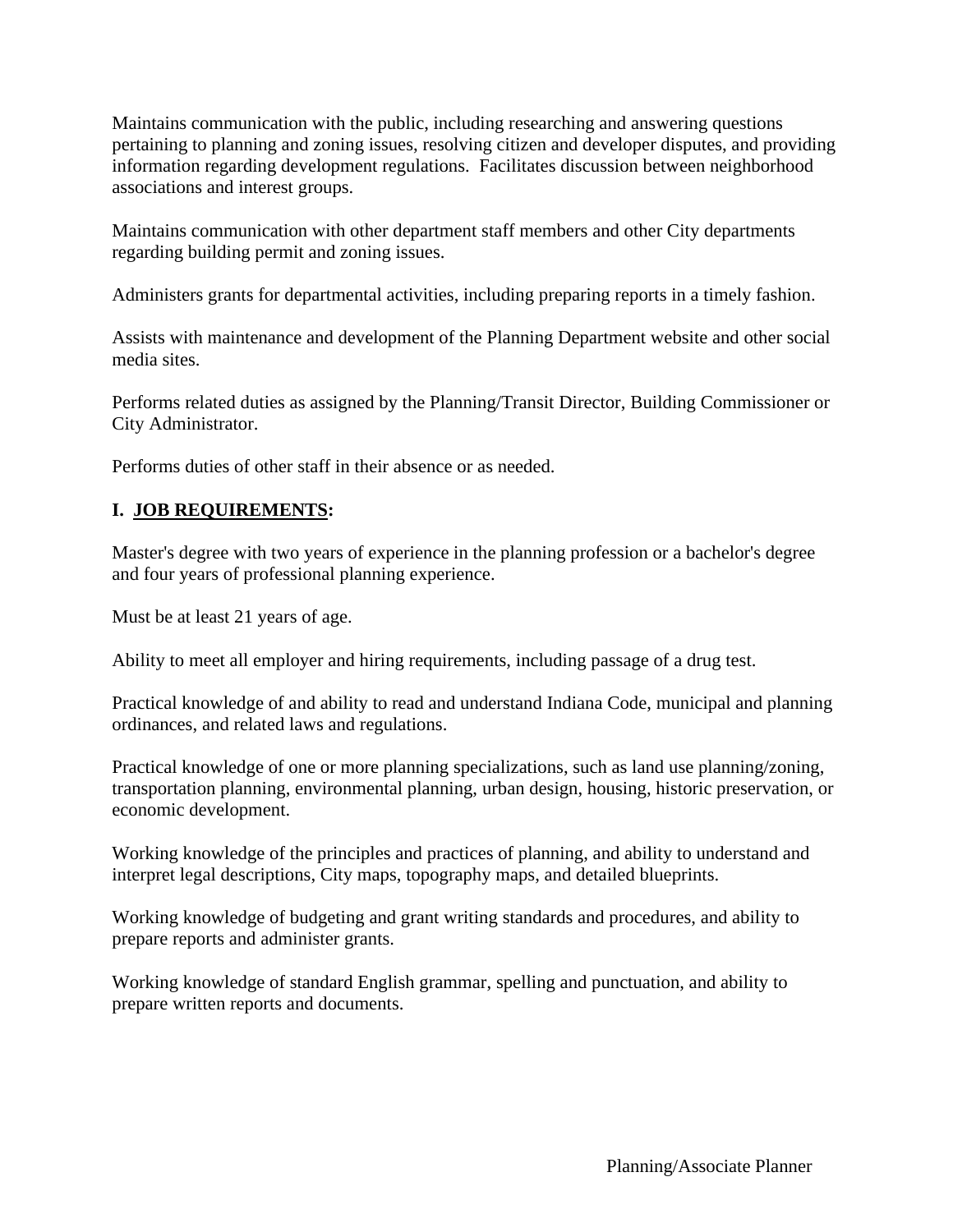Maintains communication with the public, including researching and answering questions pertaining to planning and zoning issues, resolving citizen and developer disputes, and providing information regarding development regulations. Facilitates discussion between neighborhood associations and interest groups.

Maintains communication with other department staff members and other City departments regarding building permit and zoning issues.

Administers grants for departmental activities, including preparing reports in a timely fashion.

Assists with maintenance and development of the Planning Department website and other social media sites.

Performs related duties as assigned by the Planning/Transit Director, Building Commissioner or City Administrator.

Performs duties of other staff in their absence or as needed.

## I. <u>JOB REQUIREMENTS</u>:

Master's degree with two years of experience in the planning profession or a bachelor's degree and four years of professional planning experience.

Must be at least 21 years of age.

Ability to meet all employer and hiring requirements, including passage of a drug test.

Practical knowledge of and ability to read and understand Indiana Code, municipal and planning ordinances, and related laws and regulations.

Practical knowledge of one or more planning specializations, such as land use planning/zoning, transportation planning, environmental planning, urban design, housing, historic preservation, or economic development.

Working knowledge of the principles and practices of planning, and ability to understand and interpret legal descriptions, City maps, topography maps, and detailed blueprints.

Working knowledge of budgeting and grant writing standards and procedures, and ability to prepare reports and administer grants.

Working knowledge of standard English grammar, spelling and punctuation, and ability to prepare written reports and documents.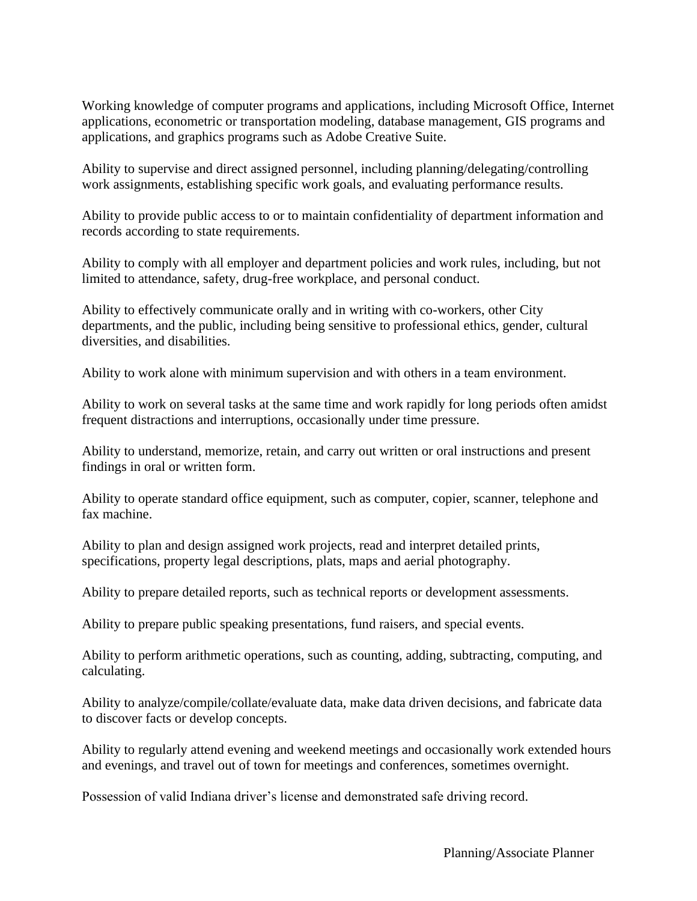Working knowledge of computer programs and applications, including Microsoft Office, Internet applications, econometric or transportation modeling, database management, GIS programs and applications, and graphics programs such as Adobe Creative Suite.

Ability to supervise and direct assigned personnel, including planning/delegating/controlling work assignments, establishing specific work goals, and evaluating performance results.

Ability to provide public access to or to maintain confidentiality of department information and records according to state requirements.

Ability to comply with all employer and department policies and work rules, including, but not limited to attendance, safety, drug-free workplace, and personal conduct.

Ability to effectively communicate orally and in writing with co-workers, other City departments, and the public, including being sensitive to professional ethics, gender, cultural diversities, and disabilities.

Ability to work alone with minimum supervision and with others in a team environment.

Ability to work on several tasks at the same time and work rapidly for long periods often amidst frequent distractions and interruptions, occasionally under time pressure.

Ability to understand, memorize, retain, and carry out written or oral instructions and present findings in oral or written form.

Ability to operate standard office equipment, such as computer, copier, scanner, telephone and fax machine.

Ability to plan and design assigned work projects, read and interpret detailed prints, specifications, property legal descriptions, plats, maps and aerial photography.

Ability to prepare detailed reports, such as technical reports or development assessments.

Ability to prepare public speaking presentations, fund raisers, and special events.

Ability to perform arithmetic operations, such as counting, adding, subtracting, computing, and calculating.

Ability to analyze/compile/collate/evaluate data, make data driven decisions, and fabricate data to discover facts or develop concepts.

Ability to regularly attend evening and weekend meetings and occasionally work extended hours and evenings, and travel out of town for meetings and conferences, sometimes overnight.

Possession of valid Indiana driver's license and demonstrated safe driving record.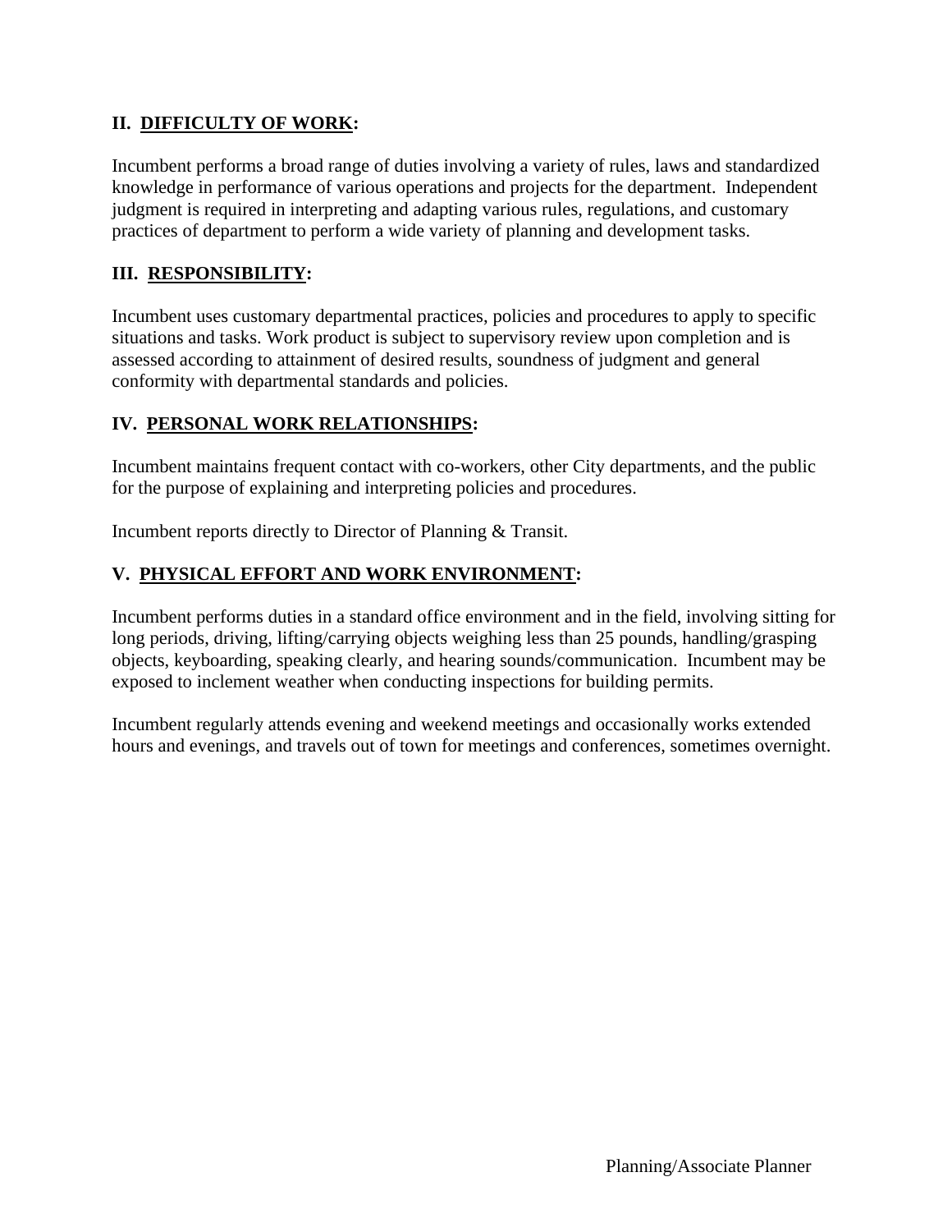## II. DIFFICULTY OF WORK:

Incumbent performs a broad range of duties involving a variety of rules, laws and standardized knowledge in performance of various operations and projects for the department. Independent judgment is required in interpreting and adapting various rules, regulations, and customary practices of department to perform a wide variety of planning and development tasks.

## III. RESPONSIBILITY:

Incumbent uses customary departmental practices, policies and procedures to apply to specific situations and tasks. Work product is subject to supervisory review upon completion and is assessed according to attainment of desired results, soundness of judgment and general conformity with departmental standards and policies.

## IV. PERSONAL WORK RELATIONSHIPS:

Incumbent maintains frequent contact with co-workers, other City departments, and the public for the purpose of explaining and interpreting policies and procedures.

Incumbent reports directly to Director of Planning & Transit.

## V. PHYSICAL EFFORT AND WORK ENVIRONMENT:

Incumbent performs duties in a standard office environment and in the field, involving sitting for long periods, driving, lifting/carrying objects weighing less than 25 pounds, handling/grasping objects, keyboarding, speaking clearly, and hearing sounds/communication. Incumbent may be exposed to inclement weather when conducting inspections for building permits.

Incumbent regularly attends evening and weekend meetings and occasionally works extended hours and evenings, and travels out of town for meetings and conferences, sometimes overnight.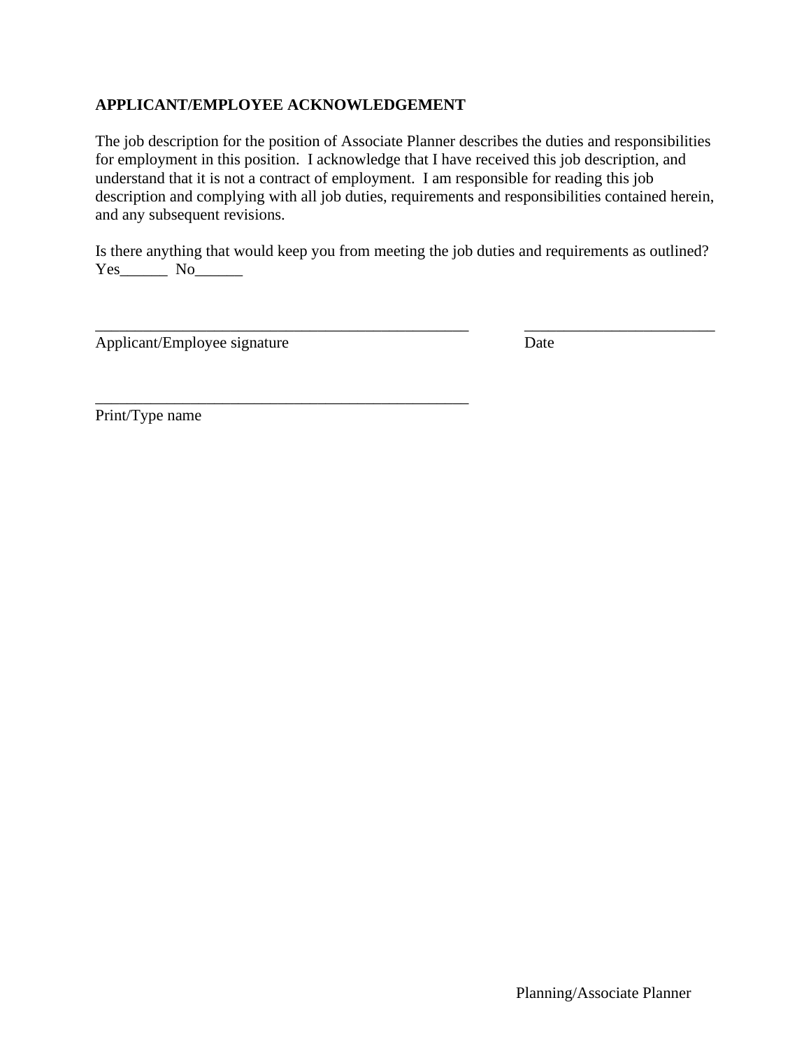**APPLICANT/EMPLOYEE ACKNOWLEDGEMENT**

The job description for the position of Associate Planner describes the duties and responsibilities for employment in this position. I acknowledge that I have received this job description, and understand that it is not a contract of employment. I am responsible for reading this job description and complying with all job duties, requirements and responsibilities contained herein, and any subsequent revisions.

Is there anything that would keep you from meeting the job duties and requirements as outlined?
Yes______ No______

_________________________________________________ ________________________
Applicant/Employee signature Date

_________________________________________________
Print/Type name